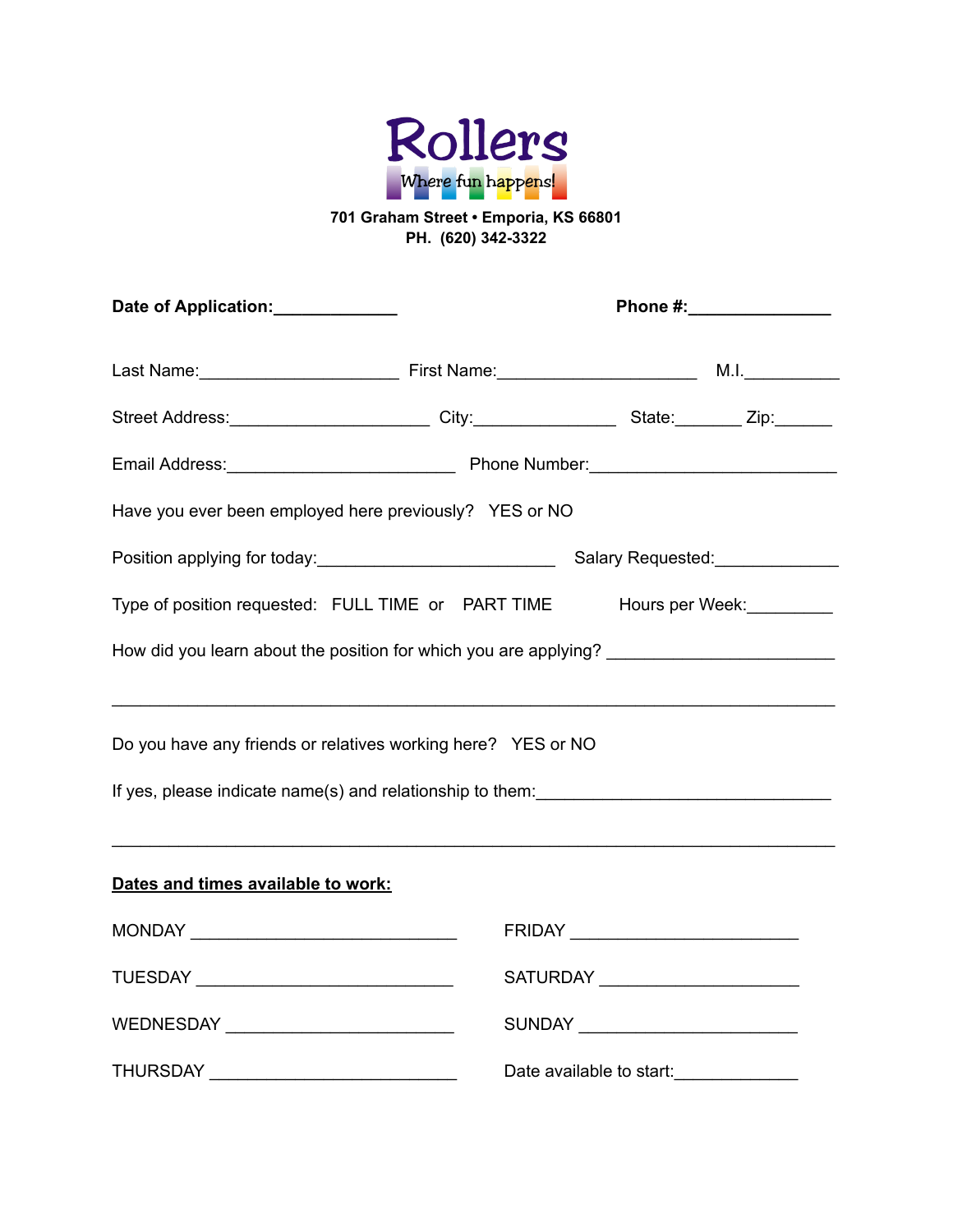# Rollers

Where fun happens!

**701 Graham Street • Emporia, KS 66801**
**PH. (620) 342-3322**

**Date of Application:**_____________ **Phone #:**_______________

Last Name:______________________ First Name:______________________ M.I.___________

Street Address:______________________ City:________________ State:_______ Zip:______

Email Address:_________________________ Phone Number:___________________________

Have you ever been employed here previously? YES or NO

Position applying for today:__________________________ Salary Requested:_____________

Type of position requested: FULL TIME or PART TIME Hours per Week:_________

How did you learn about the position for which you are applying? ________________________

_____________________________________________________________________________

Do you have any friends or relatives working here? YES or NO

If yes, please indicate name(s) and relationship to them:________________________________

_____________________________________________________________________________

**Dates and times available to work:**

MONDAY _____________________________ FRIDAY _________________________

TUESDAY ____________________________ SATURDAY ______________________

WEDNESDAY _________________________ SUNDAY ________________________

THURSDAY ___________________________ Date available to start:_____________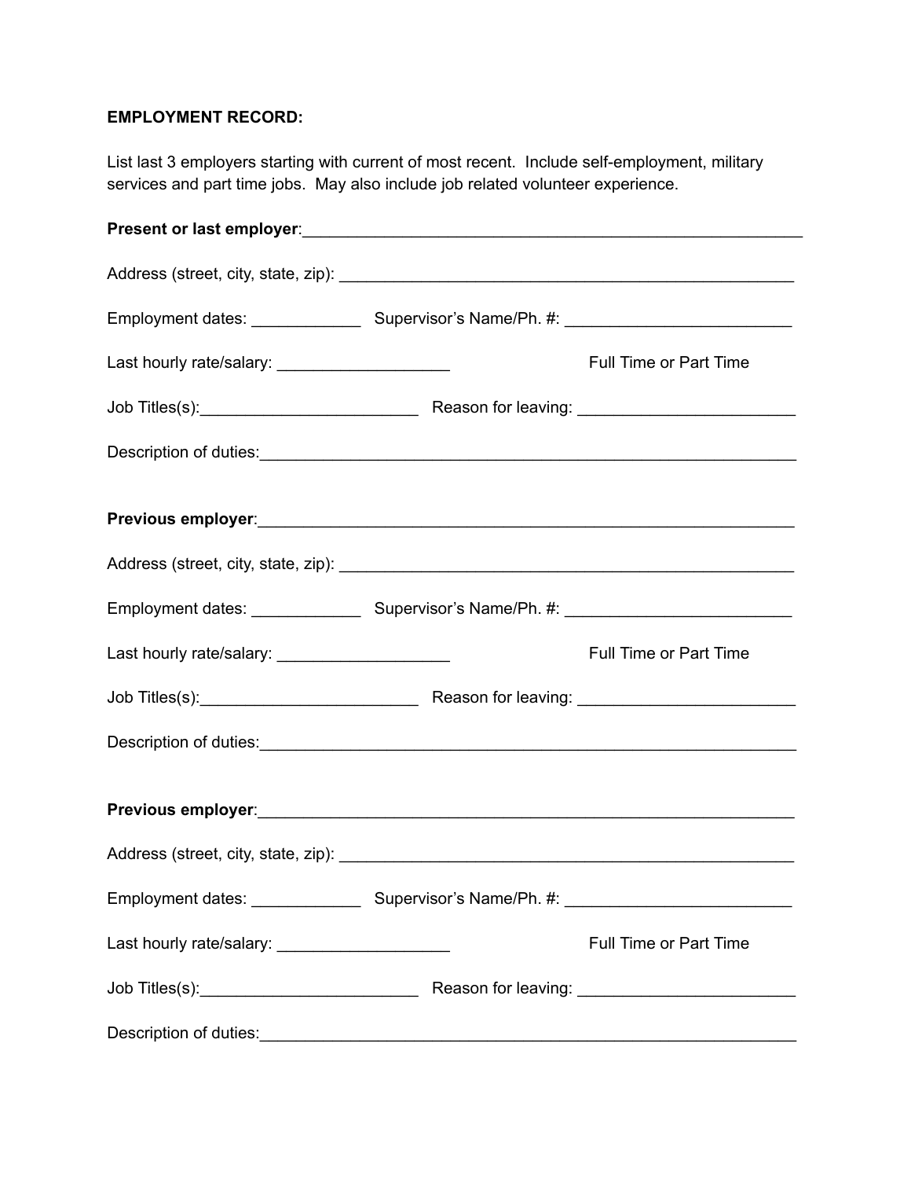**EMPLOYMENT RECORD:**

List last 3 employers starting with current of most recent. Include self-employment, military services and part time jobs. May also include job related volunteer experience.

**Present or last employer**:_______________________________________________________

Address (street, city, state, zip): ___________________________________________________

Employment dates: ____________ Supervisor's Name/Ph. #: _________________________

Last hourly rate/salary: __________________ Full Time or Part Time

Job Titles(s):________________________ Reason for leaving: ________________________

Description of duties:___________________________________________________________

**Previous employer**:___________________________________________________________

Address (street, city, state, zip): ___________________________________________________

Employment dates: ____________ Supervisor's Name/Ph. #: _________________________

Last hourly rate/salary: __________________ Full Time or Part Time

Job Titles(s):________________________ Reason for leaving: ________________________

Description of duties:___________________________________________________________

**Previous employer**:___________________________________________________________

Address (street, city, state, zip): ___________________________________________________

Employment dates: ____________ Supervisor's Name/Ph. #: _________________________

Last hourly rate/salary: __________________ Full Time or Part Time

Job Titles(s):________________________ Reason for leaving: ________________________

Description of duties:___________________________________________________________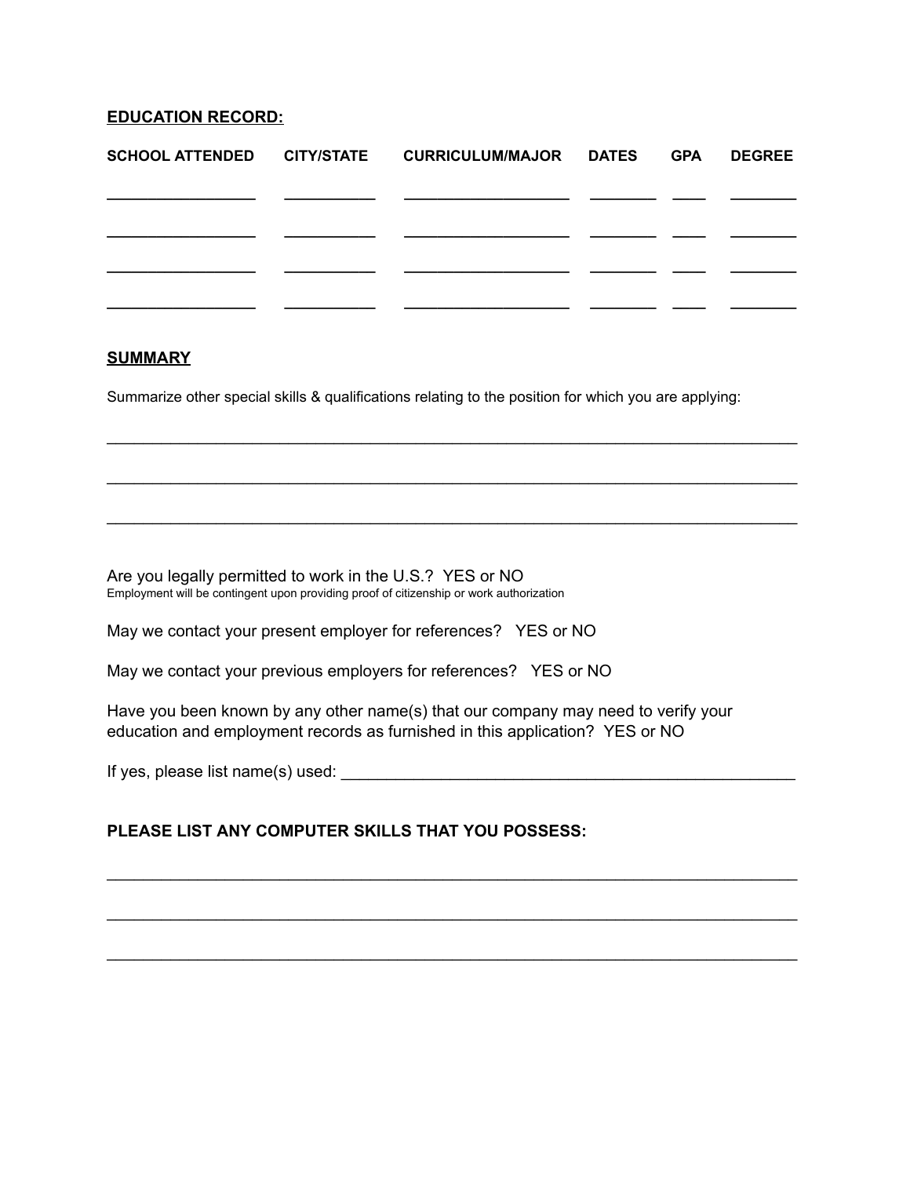**EDUCATION RECORD:**

| SCHOOL ATTENDED | CITY/STATE | CURRICULUM/MAJOR | DATES | GPA | DEGREE |
| --- | --- | --- | --- | --- | --- |
| ________________ | __________ | __________________ | _______ | ___ | _______ |
| ________________ | __________ | __________________ | _______ | ___ | _______ |
| ________________ | __________ | __________________ | _______ | ___ | _______ |
| ________________ | __________ | __________________ | _______ | ___ | _______ |

**SUMMARY**

Summarize other special skills & qualifications relating to the position for which you are applying:

______________________________________________________________________________

______________________________________________________________________________

______________________________________________________________________________

Are you legally permitted to work in the U.S.? YES or NO
Employment will be contingent upon providing proof of citizenship or work authorization

May we contact your present employer for references? YES or NO

May we contact your previous employers for references? YES or NO

Have you been known by any other name(s) that our company may need to verify your education and employment records as furnished in this application? YES or NO

If yes, please list name(s) used: ______________________________________________

**PLEASE LIST ANY COMPUTER SKILLS THAT YOU POSSESS:**

______________________________________________________________________________

______________________________________________________________________________

______________________________________________________________________________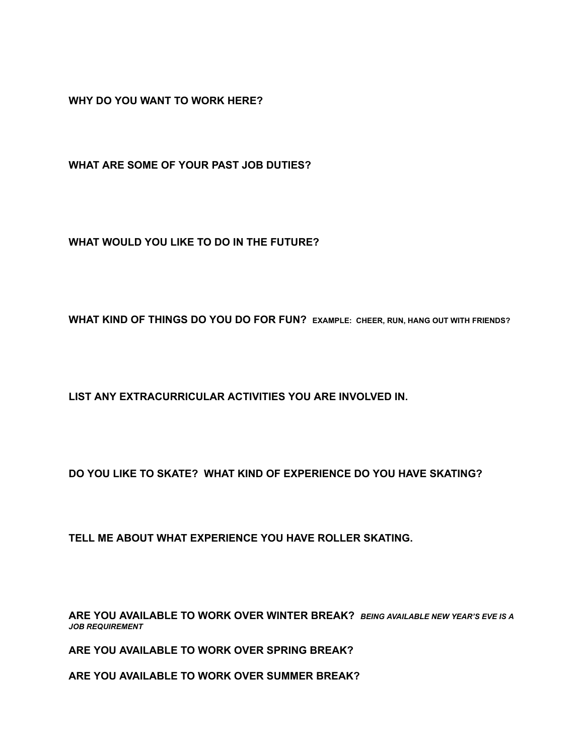**WHY DO YOU WANT TO WORK HERE?**

**WHAT ARE SOME OF YOUR PAST JOB DUTIES?**

**WHAT WOULD YOU LIKE TO DO IN THE FUTURE?**

**WHAT KIND OF THINGS DO YOU DO FOR FUN?** **EXAMPLE: CHEER, RUN, HANG OUT WITH FRIENDS?**

**LIST ANY EXTRACURRICULAR ACTIVITIES YOU ARE INVOLVED IN.**

**DO YOU LIKE TO SKATE? WHAT KIND OF EXPERIENCE DO YOU HAVE SKATING?**

**TELL ME ABOUT WHAT EXPERIENCE YOU HAVE ROLLER SKATING.**

**ARE YOU AVAILABLE TO WORK OVER WINTER BREAK?** ***BEING AVAILABLE NEW YEAR'S EVE IS A JOB REQUIREMENT***

**ARE YOU AVAILABLE TO WORK OVER SPRING BREAK?**

**ARE YOU AVAILABLE TO WORK OVER SUMMER BREAK?**